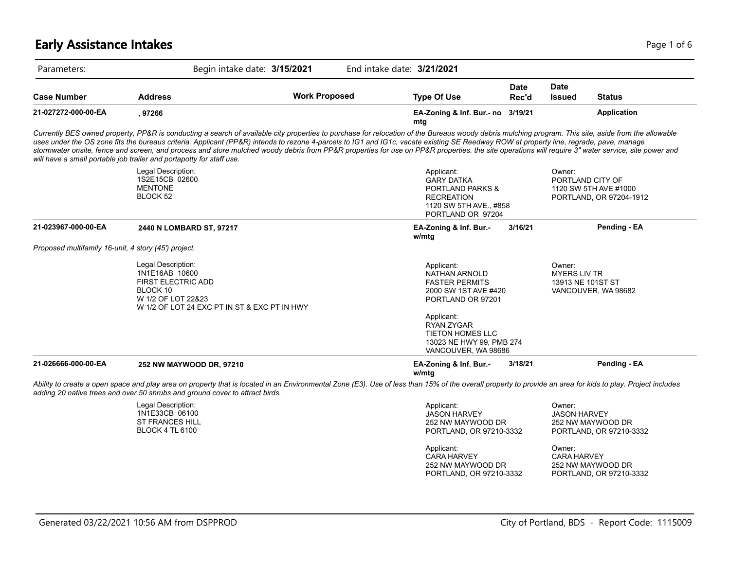# Early Assistance Intakes

Parameters: Begin intake date: **3/15/2021** End intake date: **3/21/2021**

| Case Number | Address | Work Proposed | Type Of Use | Date Rec'd | Date Issued | Status |
|---|---|---|---|---|---|---|
| **21-027272-000-00-EA** | **, 97266** | | **EA-Zoning & Inf. Bur.- no mtg** | **3/19/21** | | **Application** |

*Currently BES owned property, PP&R is conducting a search of available city properties to purchase for relocation of the Bureaus woody debris mulching program. This site, aside from the allowable uses under the OS zone fits the bureaus criteria. Applicant (PP&R) intends to rezone 4-parcels to IG1 and IG1c, vacate existing SE Reedway ROW at property line, regrade, pave, manage stormwater onsite, fence and screen, and process and store mulched woody debris from PP&R properties for use on PP&R properties. the site operations will require 3" water service, site power and will have a small portable job trailer and portapotty for staff use.*

Legal Description:
1S2E15CB 02600
MENTONE
BLOCK 52

Applicant:
GARY DATKA
PORTLAND PARKS & RECREATION
1120 SW 5TH AVE., #858
PORTLAND OR 97204

Owner:
PORTLAND CITY OF
1120 SW 5TH AVE #1000
PORTLAND, OR 97204-1912

| Case Number | Address | Work Proposed | Type Of Use | Date Rec'd | Date Issued | Status |
|---|---|---|---|---|---|---|
| **21-023967-000-00-EA** | **2440 N LOMBARD ST, 97217** | | **EA-Zoning & Inf. Bur.- w/mtg** | **3/16/21** | | **Pending - EA** |

*Proposed multifamily 16-unit, 4 story (45') project.*

Legal Description:
1N1E16AB 10600
FIRST ELECTRIC ADD
BLOCK 10
W 1/2 OF LOT 22&23
W 1/2 OF LOT 24 EXC PT IN ST & EXC PT IN HWY

Applicant:
NATHAN ARNOLD
FASTER PERMITS
2000 SW 1ST AVE #420
PORTLAND OR 97201

Applicant:
RYAN ZYGAR
TIETON HOMES LLC
13023 NE HWY 99, PMB 274
VANCOUVER, WA 98686

Owner:
MYERS LIV TR
13913 NE 101ST ST
VANCOUVER, WA 98682

| Case Number | Address | Work Proposed | Type Of Use | Date Rec'd | Date Issued | Status |
|---|---|---|---|---|---|---|
| **21-026666-000-00-EA** | **252 NW MAYWOOD DR, 97210** | | **EA-Zoning & Inf. Bur.- w/mtg** | **3/18/21** | | **Pending - EA** |

*Ability to create a open space and play area on property that is located in an Environmental Zone (E3). Use of less than 15% of the overall property to provide an area for kids to play. Project includes adding 20 native trees and over 50 shrubs and ground cover to attract birds.*

Legal Description:
1N1E33CB 06100
ST FRANCES HILL
BLOCK 4 TL 6100

Applicant:
JASON HARVEY
252 NW MAYWOOD DR
PORTLAND, OR 97210-3332

Applicant:
CARA HARVEY
252 NW MAYWOOD DR
PORTLAND, OR 97210-3332

Owner:
JASON HARVEY
252 NW MAYWOOD DR
PORTLAND, OR 97210-3332

Owner:
CARA HARVEY
252 NW MAYWOOD DR
PORTLAND, OR 97210-3332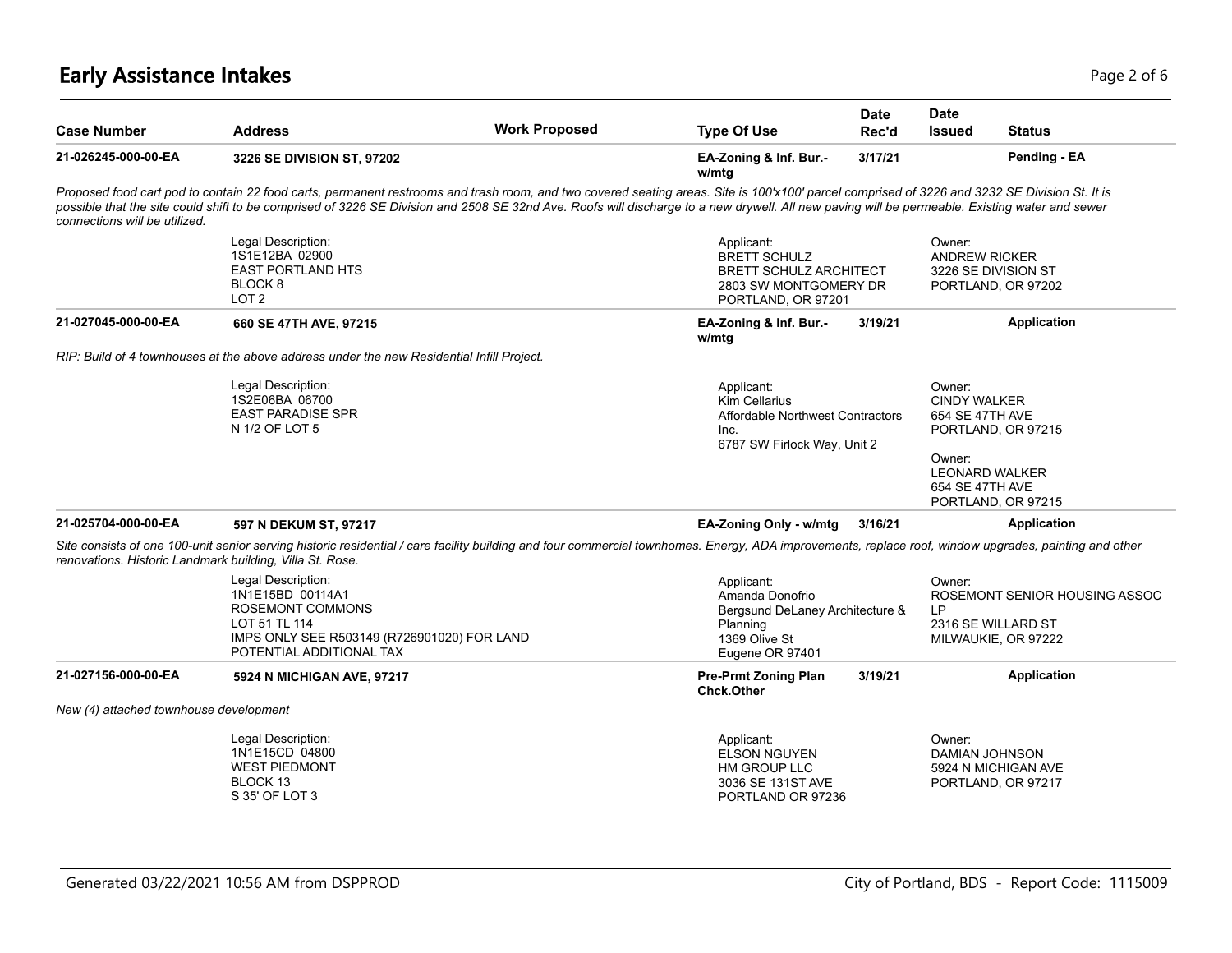# Early Assistance Intakes

| Case Number | Address | Work Proposed | Type Of Use | Date Rec'd | Date Issued | Status |
|---|---|---|---|---|---|---|
| **21-026245-000-00-EA** | **3226 SE DIVISION ST, 97202** | | **EA-Zoning & Inf. Bur.- w/mtg** | **3/17/21** | | **Pending - EA** |

*Proposed food cart pod to contain 22 food carts, permanent restrooms and trash room, and two covered seating areas. Site is 100'x100' parcel comprised of 3226 and 3232 SE Division St. It is possible that the site could shift to be comprised of 3226 SE Division and 2508 SE 32nd Ave. Roofs will discharge to a new drywell. All new paving will be permeable. Existing water and sewer connections will be utilized.*

Legal Description:
1S1E12BA 02900
EAST PORTLAND HTS
BLOCK 8
LOT 2

Applicant:
BRETT SCHULZ
BRETT SCHULZ ARCHITECT
2803 SW MONTGOMERY DR
PORTLAND, OR 97201

Owner:
ANDREW RICKER
3226 SE DIVISION ST
PORTLAND, OR 97202

| Case Number | Address | Work Proposed | Type Of Use | Date Rec'd | Date Issued | Status |
|---|---|---|---|---|---|---|
| **21-027045-000-00-EA** | **660 SE 47TH AVE, 97215** | | **EA-Zoning & Inf. Bur.- w/mtg** | **3/19/21** | | **Application** |

*RIP: Build of 4 townhouses at the above address under the new Residential Infill Project.*

Legal Description:
1S2E06BA 06700
EAST PARADISE SPR
N 1/2 OF LOT 5

Applicant:
Kim Cellarius
Affordable Northwest Contractors Inc.
6787 SW Firlock Way, Unit 2

Owner:
CINDY WALKER
654 SE 47TH AVE
PORTLAND, OR 97215

Owner:
LEONARD WALKER
654 SE 47TH AVE
PORTLAND, OR 97215

| Case Number | Address | Work Proposed | Type Of Use | Date Rec'd | Date Issued | Status |
|---|---|---|---|---|---|---|
| **21-025704-000-00-EA** | **597 N DEKUM ST, 97217** | | **EA-Zoning Only - w/mtg** | **3/16/21** | | **Application** |

*Site consists of one 100-unit senior serving historic residential / care facility building and four commercial townhomes. Energy, ADA improvements, replace roof, window upgrades, painting and other renovations. Historic Landmark building, Villa St. Rose.*

Legal Description:
1N1E15BD 00114A1
ROSEMONT COMMONS
LOT 51 TL 114
IMPS ONLY SEE R503149 (R726901020) FOR LAND
POTENTIAL ADDITIONAL TAX

Applicant:
Amanda Donofrio
Bergsund DeLaney Architecture & Planning
1369 Olive St
Eugene OR 97401

Owner:
ROSEMONT SENIOR HOUSING ASSOC LP
2316 SE WILLARD ST
MILWAUKIE, OR 97222

| Case Number | Address | Work Proposed | Type Of Use | Date Rec'd | Date Issued | Status |
|---|---|---|---|---|---|---|
| **21-027156-000-00-EA** | **5924 N MICHIGAN AVE, 97217** | | **Pre-Prmt Zoning Plan Chck.Other** | **3/19/21** | | **Application** |

*New (4) attached townhouse development*

Legal Description:
1N1E15CD 04800
WEST PIEDMONT
BLOCK 13
S 35' OF LOT 3

Applicant:
ELSON NGUYEN
HM GROUP LLC
3036 SE 131ST AVE
PORTLAND OR 97236

Owner:
DAMIAN JOHNSON
5924 N MICHIGAN AVE
PORTLAND, OR 97217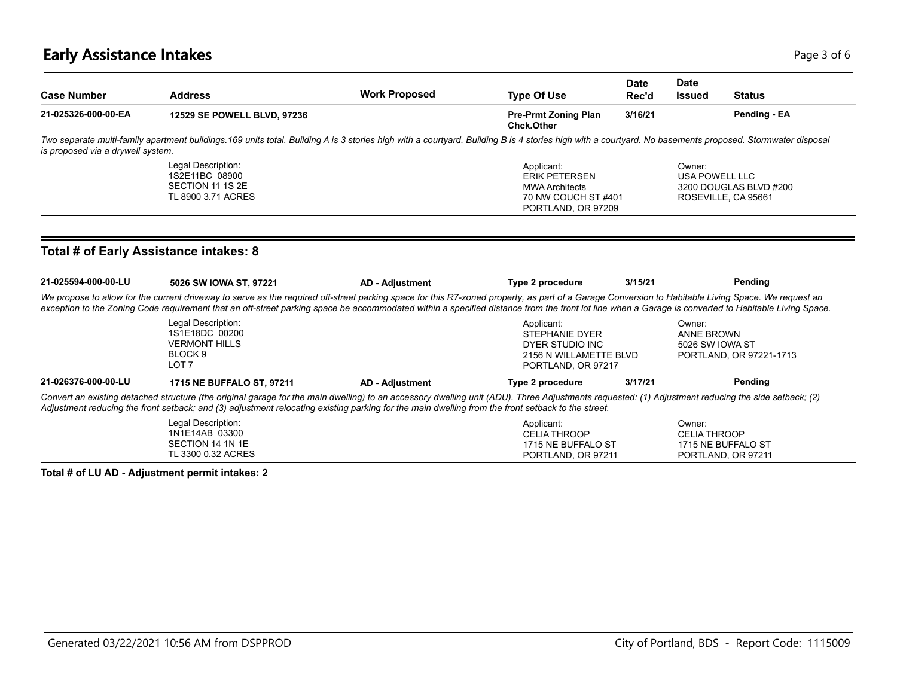# Early Assistance Intakes

| Case Number | Address | Work Proposed | Type Of Use | Date Rec'd | Date Issued | Status |
|---|---|---|---|---|---|---|
| **21-025326-000-00-EA** | **12529 SE POWELL BLVD, 97236** | | **Pre-Prmt Zoning Plan Chck.Other** | **3/16/21** | | **Pending - EA** |

*Two separate multi-family apartment buildings.169 units total. Building A is 3 stories high with a courtyard. Building B is 4 stories high with a courtyard. No basements proposed. Stormwater disposal is proposed via a drywell system.*

Legal Description:
1S2E11BC 08900
SECTION 11 1S 2E
TL 8900 3.71 ACRES

Applicant:
ERIK PETERSEN
MWA Architects
70 NW COUCH ST #401
PORTLAND, OR 97209

Owner:
USA POWELL LLC
3200 DOUGLAS BLVD #200
ROSEVILLE, CA 95661

## Total # of Early Assistance intakes: 8

| Case Number | Address | Work Proposed | Type Of Use | Date Rec'd | Date Issued | Status |
|---|---|---|---|---|---|---|
| **21-025594-000-00-LU** | **5026 SW IOWA ST, 97221** | **AD - Adjustment** | **Type 2 procedure** | **3/15/21** | | **Pending** |

*We propose to allow for the current driveway to serve as the required off-street parking space for this R7-zoned property, as part of a Garage Conversion to Habitable Living Space. We request an exception to the Zoning Code requirement that an off-street parking space be accommodated within a specified distance from the front lot line when a Garage is converted to Habitable Living Space.*

Legal Description:
1S1E18DC 00200
VERMONT HILLS
BLOCK 9
LOT 7

Applicant:
STEPHANIE DYER
DYER STUDIO INC
2156 N WILLAMETTE BLVD
PORTLAND, OR 97217

Owner:
ANNE BROWN
5026 SW IOWA ST
PORTLAND, OR 97221-1713

| Case Number | Address | Work Proposed | Type Of Use | Date Rec'd | Date Issued | Status |
|---|---|---|---|---|---|---|
| **21-026376-000-00-LU** | **1715 NE BUFFALO ST, 97211** | **AD - Adjustment** | **Type 2 procedure** | **3/17/21** | | **Pending** |

*Convert an existing detached structure (the original garage for the main dwelling) to an accessory dwelling unit (ADU). Three Adjustments requested: (1) Adjustment reducing the side setback; (2) Adjustment reducing the front setback; and (3) adjustment relocating existing parking for the main dwelling from the front setback to the street.*

Legal Description:
1N1E14AB 03300
SECTION 14 1N 1E
TL 3300 0.32 ACRES

Applicant:
CELIA THROOP
1715 NE BUFFALO ST
PORTLAND, OR 97211

Owner:
CELIA THROOP
1715 NE BUFFALO ST
PORTLAND, OR 97211

**Total # of LU AD - Adjustment permit intakes: 2**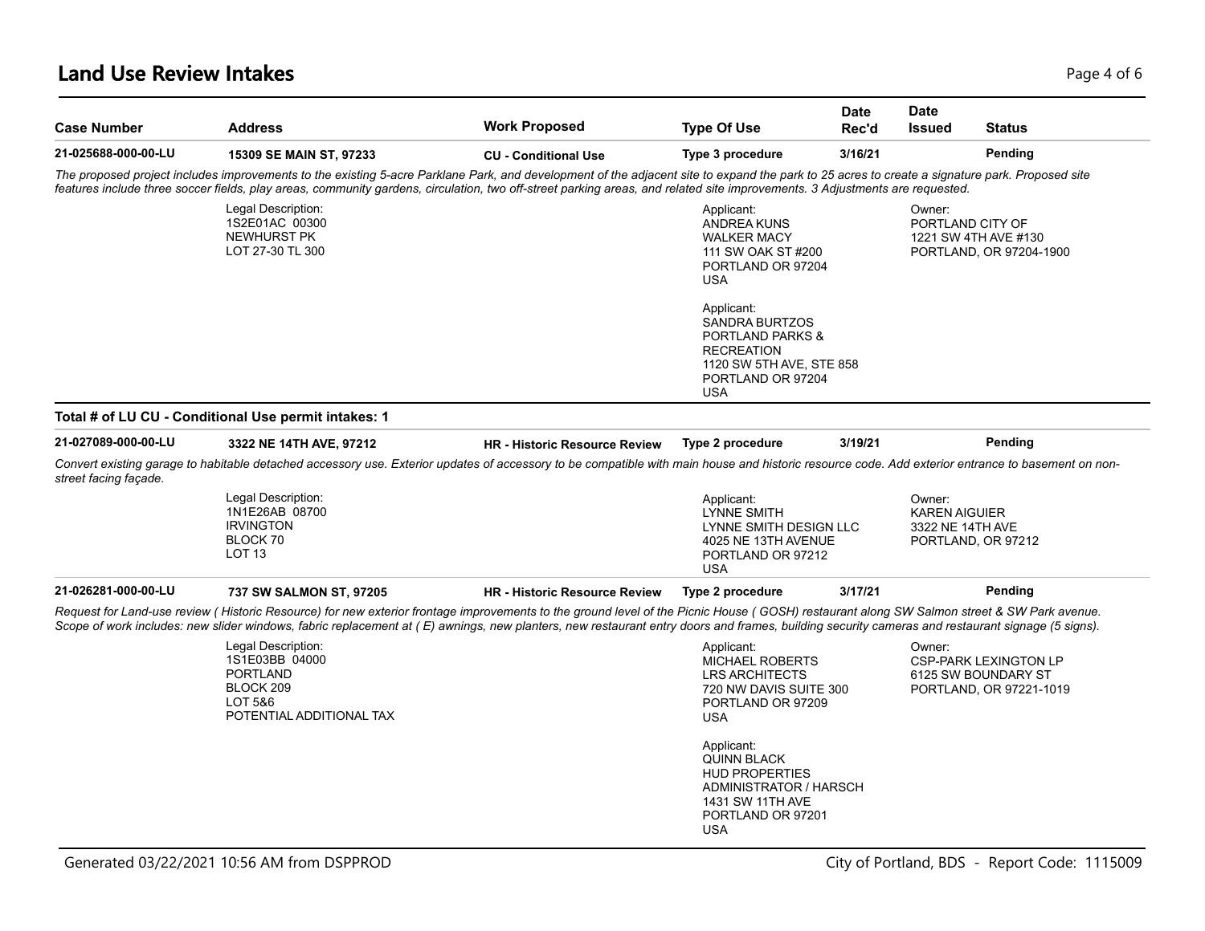## Land Use Review Intakes

| Case Number | Address | Work Proposed | Type Of Use | Date Rec'd | Date Issued | Status |
|---|---|---|---|---|---|---|
| 21-025688-000-00-LU | 15309 SE MAIN ST, 97233 | CU - Conditional Use | Type 3 procedure | 3/16/21 | | Pending |

*The proposed project includes improvements to the existing 5-acre Parklane Park, and development of the adjacent site to expand the park to 25 acres to create a signature park. Proposed site features include three soccer fields, play areas, community gardens, circulation, two off-street parking areas, and related site improvements. 3 Adjustments are requested.*

Legal Description:
1S2E01AC 00300
NEWHURST PK
LOT 27-30 TL 300

Applicant:
ANDREA KUNS
WALKER MACY
111 SW OAK ST #200
PORTLAND OR 97204
USA

Applicant:
SANDRA BURTZOS
PORTLAND PARKS & RECREATION
1120 SW 5TH AVE, STE 858
PORTLAND OR 97204
USA

Owner:
PORTLAND CITY OF
1221 SW 4TH AVE #130
PORTLAND, OR 97204-1900

**Total # of LU CU - Conditional Use permit intakes: 1**

| Case Number | Address | Work Proposed | Type Of Use | Date Rec'd | Date Issued | Status |
|---|---|---|---|---|---|---|
| 21-027089-000-00-LU | 3322 NE 14TH AVE, 97212 | HR - Historic Resource Review | Type 2 procedure | 3/19/21 | | Pending |

*Convert existing garage to habitable detached accessory use. Exterior updates of accessory to be compatible with main house and historic resource code. Add exterior entrance to basement on non-street facing façade.*

Legal Description:
1N1E26AB 08700
IRVINGTON
BLOCK 70
LOT 13

Applicant:
LYNNE SMITH
LYNNE SMITH DESIGN LLC
4025 NE 13TH AVENUE
PORTLAND OR 97212
USA

Owner:
KAREN AIGUIER
3322 NE 14TH AVE
PORTLAND, OR 97212

| Case Number | Address | Work Proposed | Type Of Use | Date Rec'd | Date Issued | Status |
|---|---|---|---|---|---|---|
| 21-026281-000-00-LU | 737 SW SALMON ST, 97205 | HR - Historic Resource Review | Type 2 procedure | 3/17/21 | | Pending |

*Request for Land-use review ( Historic Resource) for new exterior frontage improvements to the ground level of the Picnic House ( GOSH) restaurant along SW Salmon street & SW Park avenue. Scope of work includes: new slider windows, fabric replacement at ( E) awnings, new planters, new restaurant entry doors and frames, building security cameras and restaurant signage (5 signs).*

Legal Description:
1S1E03BB 04000
PORTLAND
BLOCK 209
LOT 5&6
POTENTIAL ADDITIONAL TAX

Applicant:
MICHAEL ROBERTS
LRS ARCHITECTS
720 NW DAVIS SUITE 300
PORTLAND OR 97209
USA

Applicant:
QUINN BLACK
HUD PROPERTIES ADMINISTRATOR / HARSCH
1431 SW 11TH AVE
PORTLAND OR 97201
USA

Owner:
CSP-PARK LEXINGTON LP
6125 SW BOUNDARY ST
PORTLAND, OR 97221-1019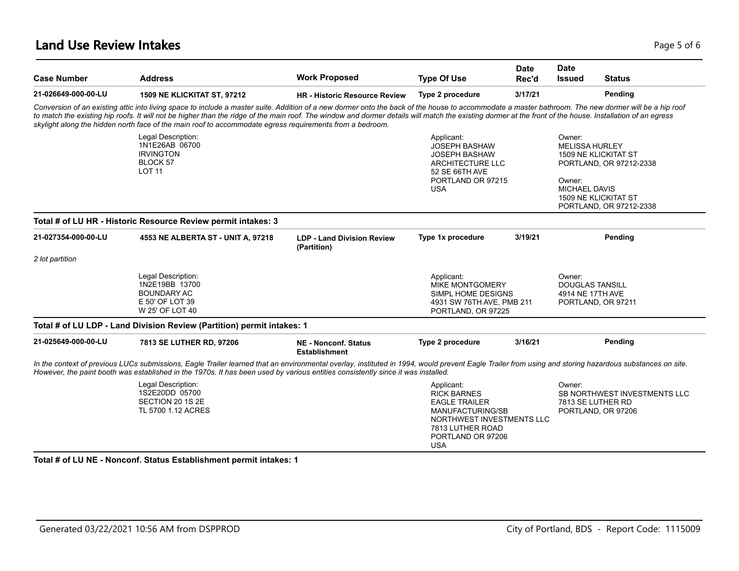## Land Use Review Intakes

| Case Number | Address | Work Proposed | Type Of Use | Date Rec'd | Date Issued | Status |
|---|---|---|---|---|---|---|
| **21-026649-000-00-LU** | **1509 NE KLICKITAT ST, 97212** | **HR - Historic Resource Review** | **Type 2 procedure** | **3/17/21** | | **Pending** |

*Conversion of an existing attic into living space to include a master suite. Addition of a new dormer onto the back of the house to accommodate a master bathroom. The new dormer will be a hip roof to match the existing hip roofs. It will not be higher than the ridge of the main roof. The window and dormer details will match the existing dormer at the front of the house. Installation of an egress skylight along the hidden north face of the main roof to accommodate egress requirements from a bedroom.*

Legal Description:
1N1E26AB 06700
IRVINGTON
BLOCK 57
LOT 11

Applicant:
JOSEPH BASHAW
JOSEPH BASHAW ARCHITECTURE LLC
52 SE 66TH AVE
PORTLAND OR 97215
USA

Owner:
MELISSA HURLEY
1509 NE KLICKITAT ST
PORTLAND, OR 97212-2338

Owner:
MICHAEL DAVIS
1509 NE KLICKITAT ST
PORTLAND, OR 97212-2338

**Total # of LU HR - Historic Resource Review permit intakes: 3**

| Case Number | Address | Work Proposed | Type Of Use | Date Rec'd | Date Issued | Status |
|---|---|---|---|---|---|---|
| **21-027354-000-00-LU** | **4553 NE ALBERTA ST - UNIT A, 97218** | **LDP - Land Division Review (Partition)** | **Type 1x procedure** | **3/19/21** | | **Pending** |

*2 lot partition*

Legal Description:
1N2E19BB 13700
BOUNDARY AC
E 50' OF LOT 39
W 25' OF LOT 40

Applicant:
MIKE MONTGOMERY
SIMPL HOME DESIGNS
4931 SW 76TH AVE, PMB 211
PORTLAND, OR 97225

Owner:
DOUGLAS TANSILL
4914 NE 17TH AVE
PORTLAND, OR 97211

**Total # of LU LDP - Land Division Review (Partition) permit intakes: 1**

| Case Number | Address | Work Proposed | Type Of Use | Date Rec'd | Date Issued | Status |
|---|---|---|---|---|---|---|
| **21-025649-000-00-LU** | **7813 SE LUTHER RD, 97206** | **NE - Nonconf. Status Establishment** | **Type 2 procedure** | **3/16/21** | | **Pending** |

*In the context of previous LUCs submissions, Eagle Trailer learned that an environmental overlay, instituted in 1994, would prevent Eagle Trailer from using and storing hazardous substances on site. However, the paint booth was established in the 1970s. It has been used by various entities consistently since it was installed.*

Legal Description:
1S2E20DD 05700
SECTION 20 1S 2E
TL 5700 1.12 ACRES

Applicant:
RICK BARNES
EAGLE TRAILER MANUFACTURING/SB NORTHWEST INVESTMENTS LLC
7813 LUTHER ROAD
PORTLAND OR 97206
USA

Owner:
SB NORTHWEST INVESTMENTS LLC
7813 SE LUTHER RD
PORTLAND, OR 97206

**Total # of LU NE - Nonconf. Status Establishment permit intakes: 1**

Generated 03/22/2021 10:56 AM from DSPPROD

City of Portland, BDS - Report Code: 1115009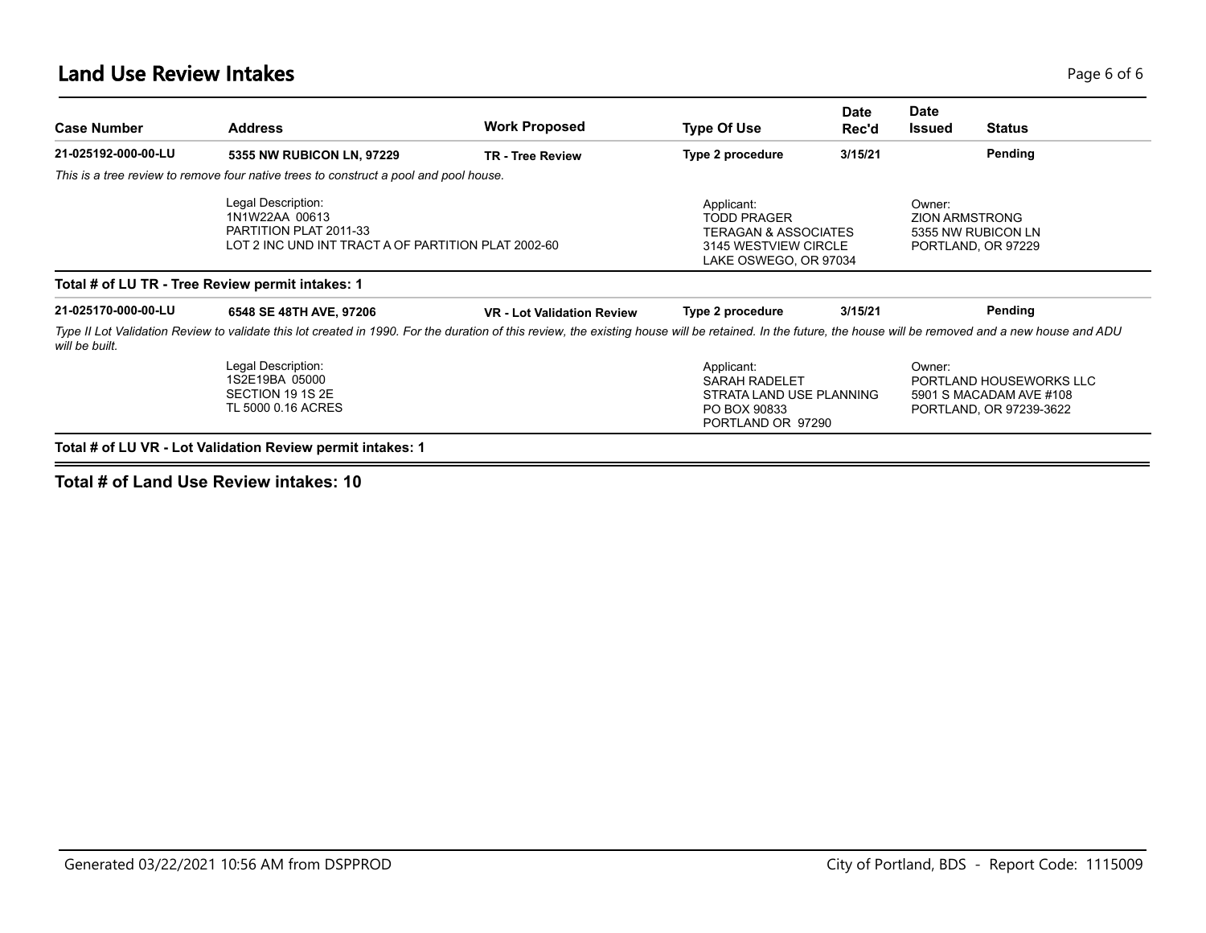## Land Use Review Intakes

| Case Number | Address | Work Proposed | Type Of Use | Date Rec'd | Date Issued | Status |
|---|---|---|---|---|---|---|
| **21-025192-000-00-LU** | **5355 NW RUBICON LN, 97229** | **TR - Tree Review** | **Type 2 procedure** | **3/15/21** | | **Pending** |

*This is a tree review to remove four native trees to construct a pool and pool house.*

Legal Description:
1N1W22AA 00613
PARTITION PLAT 2011-33
LOT 2 INC UND INT TRACT A OF PARTITION PLAT 2002-60

Applicant:
TODD PRAGER
TERAGAN & ASSOCIATES
3145 WESTVIEW CIRCLE
LAKE OSWEGO, OR 97034

Owner:
ZION ARMSTRONG
5355 NW RUBICON LN
PORTLAND, OR 97229

**Total # of LU TR - Tree Review permit intakes: 1**

| Case Number | Address | Work Proposed | Type Of Use | Date Rec'd | Date Issued | Status |
|---|---|---|---|---|---|---|
| **21-025170-000-00-LU** | **6548 SE 48TH AVE, 97206** | **VR - Lot Validation Review** | **Type 2 procedure** | **3/15/21** | | **Pending** |

*Type II Lot Validation Review to validate this lot created in 1990. For the duration of this review, the existing house will be retained. In the future, the house will be removed and a new house and ADU will be built.*

Legal Description:
1S2E19BA 05000
SECTION 19 1S 2E
TL 5000 0.16 ACRES

Applicant:
SARAH RADELET
STRATA LAND USE PLANNING
PO BOX 90833
PORTLAND OR 97290

Owner:
PORTLAND HOUSEWORKS LLC
5901 S MACADAM AVE #108
PORTLAND, OR 97239-3622

**Total # of LU VR - Lot Validation Review permit intakes: 1**

**Total # of Land Use Review intakes: 10**

Generated 03/22/2021 10:56 AM from DSPPROD

City of Portland, BDS - Report Code: 1115009